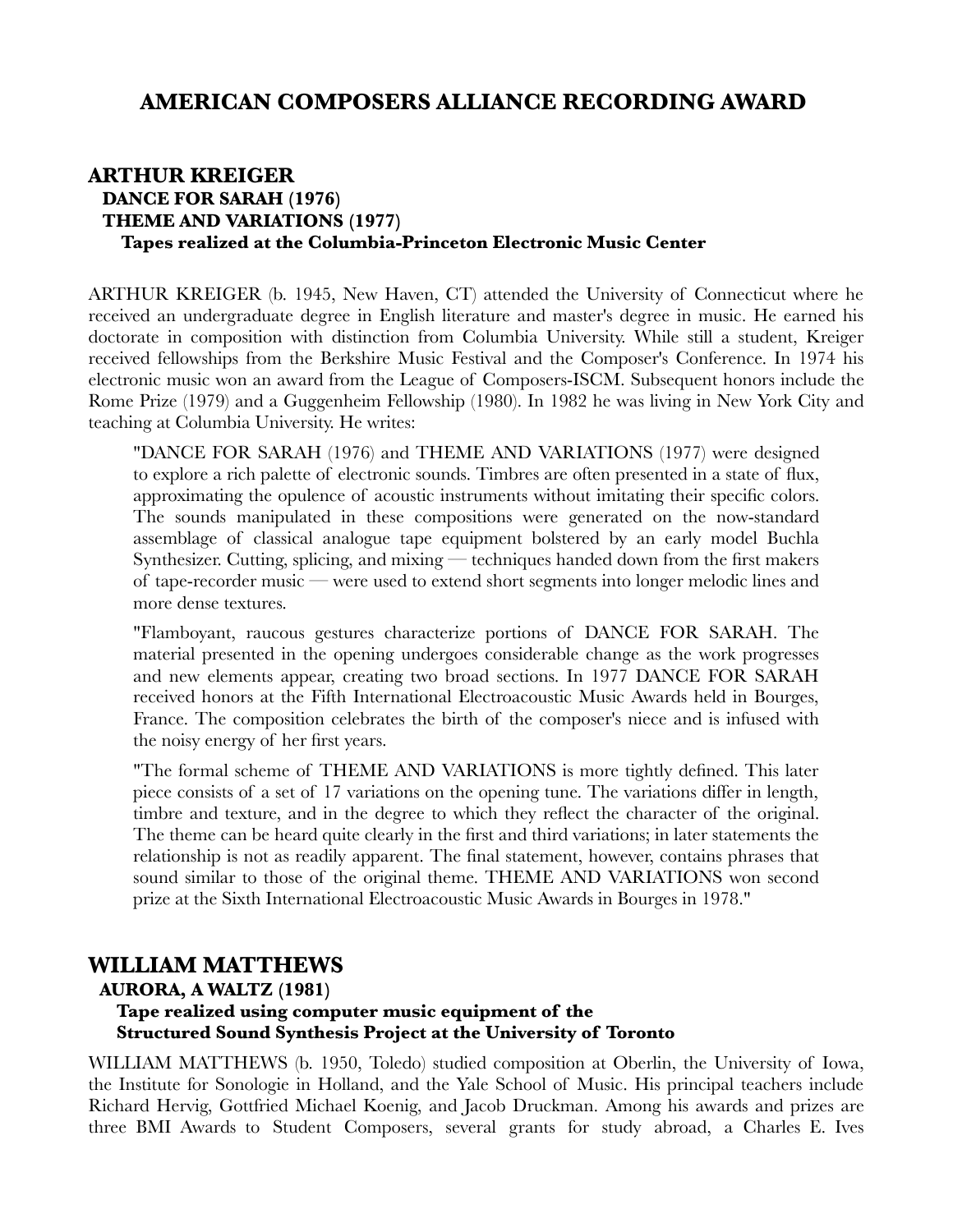# AMERICAN COMPOSERS ALLIANCE RECORDING AWARD

## ARTHUR KREIGER

**DANCE FOR SARAH (1976)**
**THEME AND VARIATIONS (1977)**
**Tapes realized at the Columbia-Princeton Electronic Music Center**

ARTHUR KREIGER (b. 1945, New Haven, CT) attended the University of Connecticut where he received an undergraduate degree in English literature and master's degree in music. He earned his doctorate in composition with distinction from Columbia University. While still a student, Kreiger received fellowships from the Berkshire Music Festival and the Composer's Conference. In 1974 his electronic music won an award from the League of Composers-ISCM. Subsequent honors include the Rome Prize (1979) and a Guggenheim Fellowship (1980). In 1982 he was living in New York City and teaching at Columbia University. He writes:

> "DANCE FOR SARAH (1976) and THEME AND VARIATIONS (1977) were designed to explore a rich palette of electronic sounds. Timbres are often presented in a state of flux, approximating the opulence of acoustic instruments without imitating their specific colors. The sounds manipulated in these compositions were generated on the now-standard assemblage of classical analogue tape equipment bolstered by an early model Buchla Synthesizer. Cutting, splicing, and mixing — techniques handed down from the first makers of tape-recorder music — were used to extend short segments into longer melodic lines and more dense textures.
>
> "Flamboyant, raucous gestures characterize portions of DANCE FOR SARAH. The material presented in the opening undergoes considerable change as the work progresses and new elements appear, creating two broad sections. In 1977 DANCE FOR SARAH received honors at the Fifth International Electroacoustic Music Awards held in Bourges, France. The composition celebrates the birth of the composer's niece and is infused with the noisy energy of her first years.
>
> "The formal scheme of THEME AND VARIATIONS is more tightly defined. This later piece consists of a set of 17 variations on the opening tune. The variations differ in length, timbre and texture, and in the degree to which they reflect the character of the original. The theme can be heard quite clearly in the first and third variations; in later statements the relationship is not as readily apparent. The final statement, however, contains phrases that sound similar to those of the original theme. THEME AND VARIATIONS won second prize at the Sixth International Electroacoustic Music Awards in Bourges in 1978."

## WILLIAM MATTHEWS

**AURORA, A WALTZ (1981)**
**Tape realized using computer music equipment of the Structured Sound Synthesis Project at the University of Toronto**

WILLIAM MATTHEWS (b. 1950, Toledo) studied composition at Oberlin, the University of Iowa, the Institute for Sonologie in Holland, and the Yale School of Music. His principal teachers include Richard Hervig, Gottfried Michael Koenig, and Jacob Druckman. Among his awards and prizes are three BMI Awards to Student Composers, several grants for study abroad, a Charles E. Ives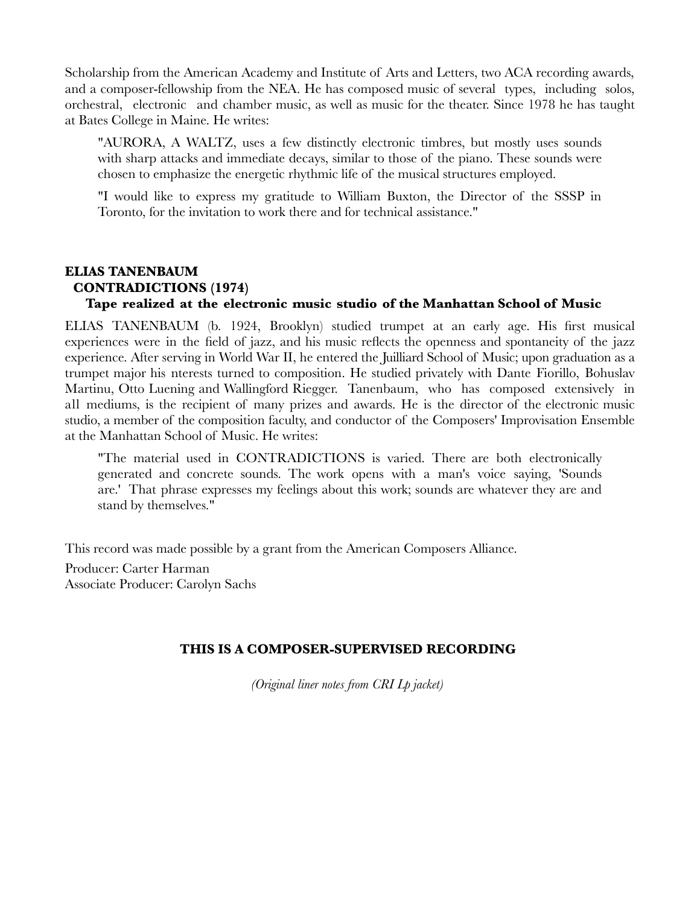Scholarship from the American Academy and Institute of Arts and Letters, two ACA recording awards, and a composer-fellowship from the NEA. He has composed music of several types, including solos, orchestral, electronic and chamber music, as well as music for the theater. Since 1978 he has taught at Bates College in Maine. He writes:

> "AURORA, A WALTZ, uses a few distinctly electronic timbres, but mostly uses sounds with sharp attacks and immediate decays, similar to those of the piano. These sounds were chosen to emphasize the energetic rhythmic life of the musical structures employed.
>
> "I would like to express my gratitude to William Buxton, the Director of the SSSP in Toronto, for the invitation to work there and for technical assistance."

**ELIAS TANENBAUM**
**CONTRADICTIONS (1974)**
**Tape realized at the electronic music studio of the Manhattan School of Music**

ELIAS TANENBAUM (b. 1924, Brooklyn) studied trumpet at an early age. His first musical experiences were in the field of jazz, and his music reflects the openness and spontaneity of the jazz experience. After serving in World War II, he entered the Juilliard School of Music; upon graduation as a trumpet major his nterests turned to composition. He studied privately with Dante Fiorillo, Bohuslav Martinu, Otto Luening and Wallingford Riegger. Tanenbaum, who has composed extensively in all mediums, is the recipient of many prizes and awards. He is the director of the electronic music studio, a member of the composition faculty, and conductor of the Composers' Improvisation Ensemble at the Manhattan School of Music. He writes:

> "The material used in CONTRADICTIONS is varied. There are both electronically generated and concrete sounds. The work opens with a man's voice saying, 'Sounds are.' That phrase expresses my feelings about this work; sounds are whatever they are and stand by themselves."

This record was made possible by a grant from the American Composers Alliance.

Producer: Carter Harman
Associate Producer: Carolyn Sachs

**THIS IS A COMPOSER-SUPERVISED RECORDING**

*(Original liner notes from CRI Lp jacket)*